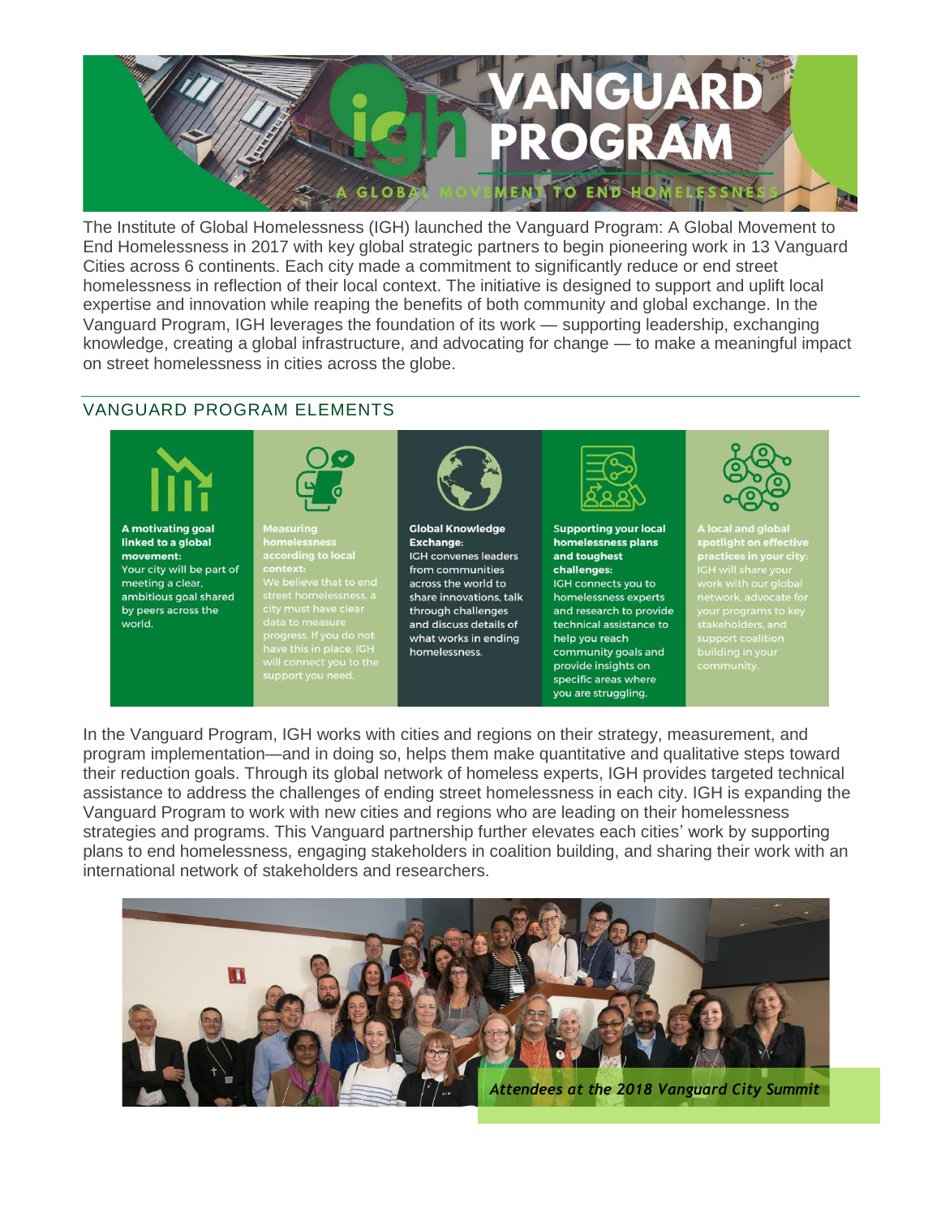# VANGUARD PROGRAM

A GLOBAL MOVEMENT TO END HOMELESSNESS

The Institute of Global Homelessness (IGH) launched the Vanguard Program: A Global Movement to End Homelessness in 2017 with key global strategic partners to begin pioneering work in 13 Vanguard Cities across 6 continents. Each city made a commitment to significantly reduce or end street homelessness in reflection of their local context. The initiative is designed to support and uplift local expertise and innovation while reaping the benefits of both community and global exchange. In the Vanguard Program, IGH leverages the foundation of its work — supporting leadership, exchanging knowledge, creating a global infrastructure, and advocating for change — to make a meaningful impact on street homelessness in cities across the globe.

## VANGUARD PROGRAM ELEMENTS

**A motivating goal linked to a global movement:** Your city will be part of meeting a clear, ambitious goal shared by peers across the world.

**Measuring homelessness according to local context:** We believe that to end street homelessness, a city must have clear data to measure progress. If you do not have this in place, IGH will connect you to the support you need.

**Global Knowledge Exchange:** IGH convenes leaders from communities across the world to share innovations, talk through challenges and discuss details of what works in ending homelessness.

**Supporting your local homelessness plans and toughest challenges:** IGH connects you to homelessness experts and research to provide technical assistance to help you reach community goals and provide insights on specific areas where you are struggling.

**A local and global spotlight on effective practices in your city:** IGH will share your work with our global network, advocate for your programs to key stakeholders, and support coalition building in your community.

In the Vanguard Program, IGH works with cities and regions on their strategy, measurement, and program implementation—and in doing so, helps them make quantitative and qualitative steps toward their reduction goals. Through its global network of homeless experts, IGH provides targeted technical assistance to address the challenges of ending street homelessness in each city. IGH is expanding the Vanguard Program to work with new cities and regions who are leading on their homelessness strategies and programs. This Vanguard partnership further elevates each cities' work by supporting plans to end homelessness, engaging stakeholders in coalition building, and sharing their work with an international network of stakeholders and researchers.

*Attendees at the 2018 Vanguard City Summit*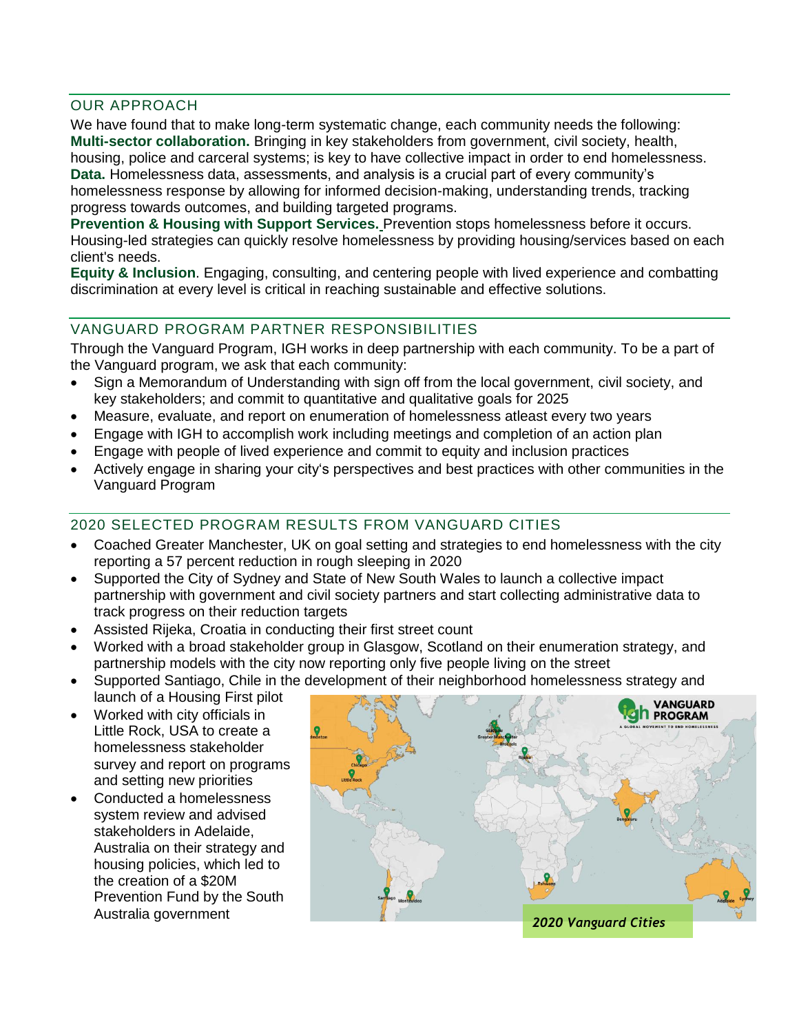## OUR APPROACH

We have found that to make long-term systematic change, each community needs the following:

**Multi-sector collaboration.** Bringing in key stakeholders from government, civil society, health, housing, police and carceral systems; is key to have collective impact in order to end homelessness.

**Data.** Homelessness data, assessments, and analysis is a crucial part of every community's homelessness response by allowing for informed decision-making, understanding trends, tracking progress towards outcomes, and building targeted programs.

**Prevention & Housing with Support Services.** Prevention stops homelessness before it occurs. Housing-led strategies can quickly resolve homelessness by providing housing/services based on each client's needs.

**Equity & Inclusion**. Engaging, consulting, and centering people with lived experience and combatting discrimination at every level is critical in reaching sustainable and effective solutions.

## VANGUARD PROGRAM PARTNER RESPONSIBILITIES

Through the Vanguard Program, IGH works in deep partnership with each community. To be a part of the Vanguard program, we ask that each community:

- Sign a Memorandum of Understanding with sign off from the local government, civil society, and key stakeholders; and commit to quantitative and qualitative goals for 2025
- Measure, evaluate, and report on enumeration of homelessness atleast every two years
- Engage with IGH to accomplish work including meetings and completion of an action plan
- Engage with people of lived experience and commit to equity and inclusion practices
- Actively engage in sharing your city's perspectives and best practices with other communities in the Vanguard Program

## 2020 SELECTED PROGRAM RESULTS FROM VANGUARD CITIES

- Coached Greater Manchester, UK on goal setting and strategies to end homelessness with the city reporting a 57 percent reduction in rough sleeping in 2020
- Supported the City of Sydney and State of New South Wales to launch a collective impact partnership with government and civil society partners and start collecting administrative data to track progress on their reduction targets
- Assisted Rijeka, Croatia in conducting their first street count
- Worked with a broad stakeholder group in Glasgow, Scotland on their enumeration strategy, and partnership models with the city now reporting only five people living on the street
- Supported Santiago, Chile in the development of their neighborhood homelessness strategy and launch of a Housing First pilot
- Worked with city officials in Little Rock, USA to create a homelessness stakeholder survey and report on programs and setting new priorities
- Conducted a homelessness system review and advised stakeholders in Adelaide, Australia on their strategy and housing policies, which led to the creation of a $20M Prevention Fund by the South Australia government

igh VANGUARD PROGRAM
A GLOBAL MOVEMENT TO END HOMELESSNESS

Edmonton
Chicago
Little Rock
Glasgow
Greater Manchester
Brussels
Rijeka
Bengaluru
Tshwane
Santiago
Montevideo
Adelaide
Sydney

*2020 Vanguard Cities*